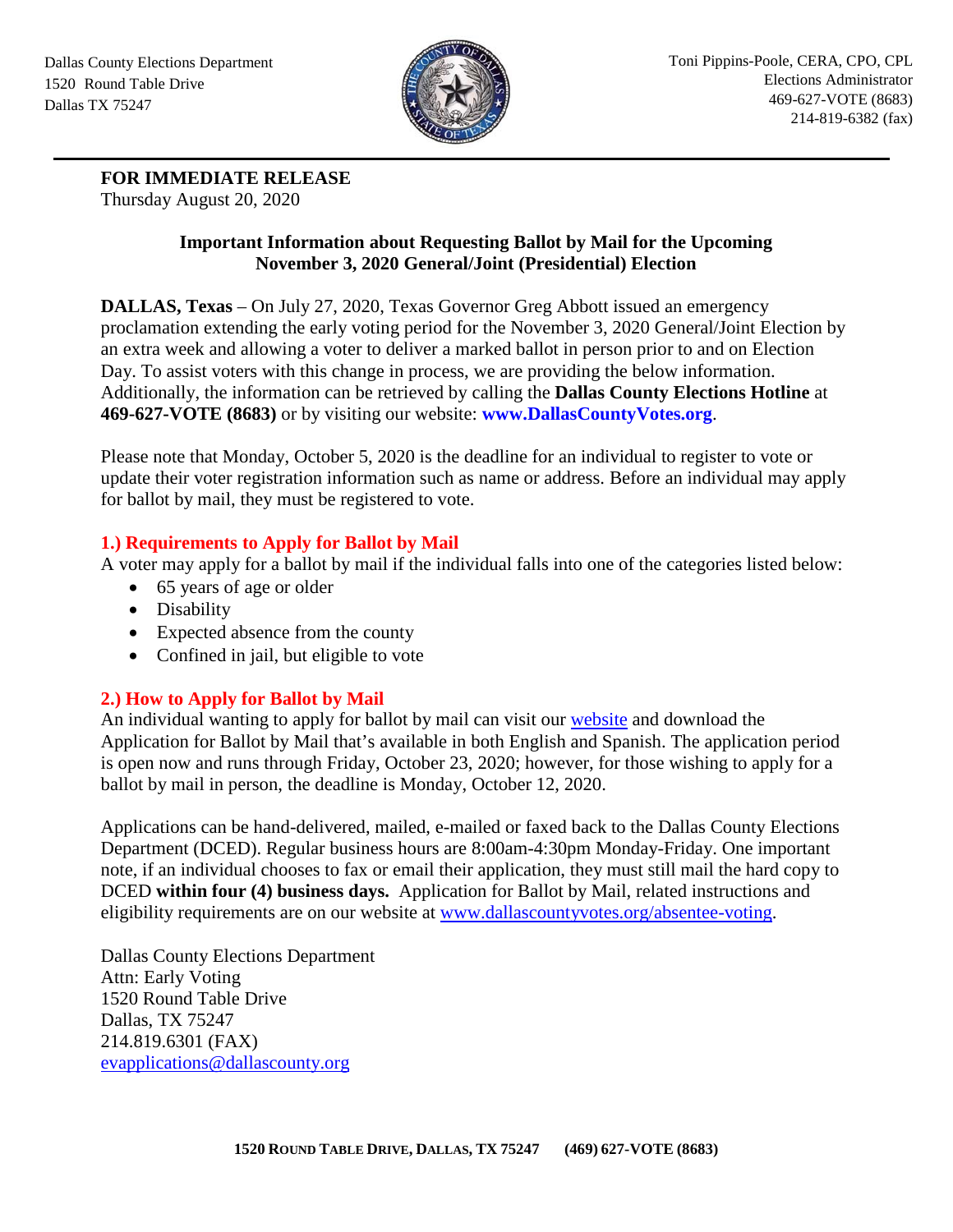Dallas County Elections Department
1520 Round Table Drive
Dallas TX 75247

Toni Pippins-Poole, CERA, CPO, CPL
Elections Administrator
469-627-VOTE (8683)
214-819-6382 (fax)

**FOR IMMEDIATE RELEASE**
Thursday August 20, 2020

**Important Information about Requesting Ballot by Mail for the Upcoming November 3, 2020 General/Joint (Presidential) Election**

**DALLAS, Texas** – On July 27, 2020, Texas Governor Greg Abbott issued an emergency proclamation extending the early voting period for the November 3, 2020 General/Joint Election by an extra week and allowing a voter to deliver a marked ballot in person prior to and on Election Day. To assist voters with this change in process, we are providing the below information. Additionally, the information can be retrieved by calling the **Dallas County Elections Hotline** at **469-627-VOTE (8683)** or by visiting our website: **www.DallasCountyVotes.org**.

Please note that Monday, October 5, 2020 is the deadline for an individual to register to vote or update their voter registration information such as name or address. Before an individual may apply for ballot by mail, they must be registered to vote.

## 1.) Requirements to Apply for Ballot by Mail

A voter may apply for a ballot by mail if the individual falls into one of the categories listed below:

- 65 years of age or older
- Disability
- Expected absence from the county
- Confined in jail, but eligible to vote

## 2.) How to Apply for Ballot by Mail

An individual wanting to apply for ballot by mail can visit our website and download the Application for Ballot by Mail that's available in both English and Spanish. The application period is open now and runs through Friday, October 23, 2020; however, for those wishing to apply for a ballot by mail in person, the deadline is Monday, October 12, 2020.

Applications can be hand-delivered, mailed, e-mailed or faxed back to the Dallas County Elections Department (DCED). Regular business hours are 8:00am-4:30pm Monday-Friday. One important note, if an individual chooses to fax or email their application, they must still mail the hard copy to DCED **within four (4) business days.** Application for Ballot by Mail, related instructions and eligibility requirements are on our website at www.dallascountyvotes.org/absentee-voting.

Dallas County Elections Department
Attn: Early Voting
1520 Round Table Drive
Dallas, TX 75247
214.819.6301 (FAX)
evapplications@dallascounty.org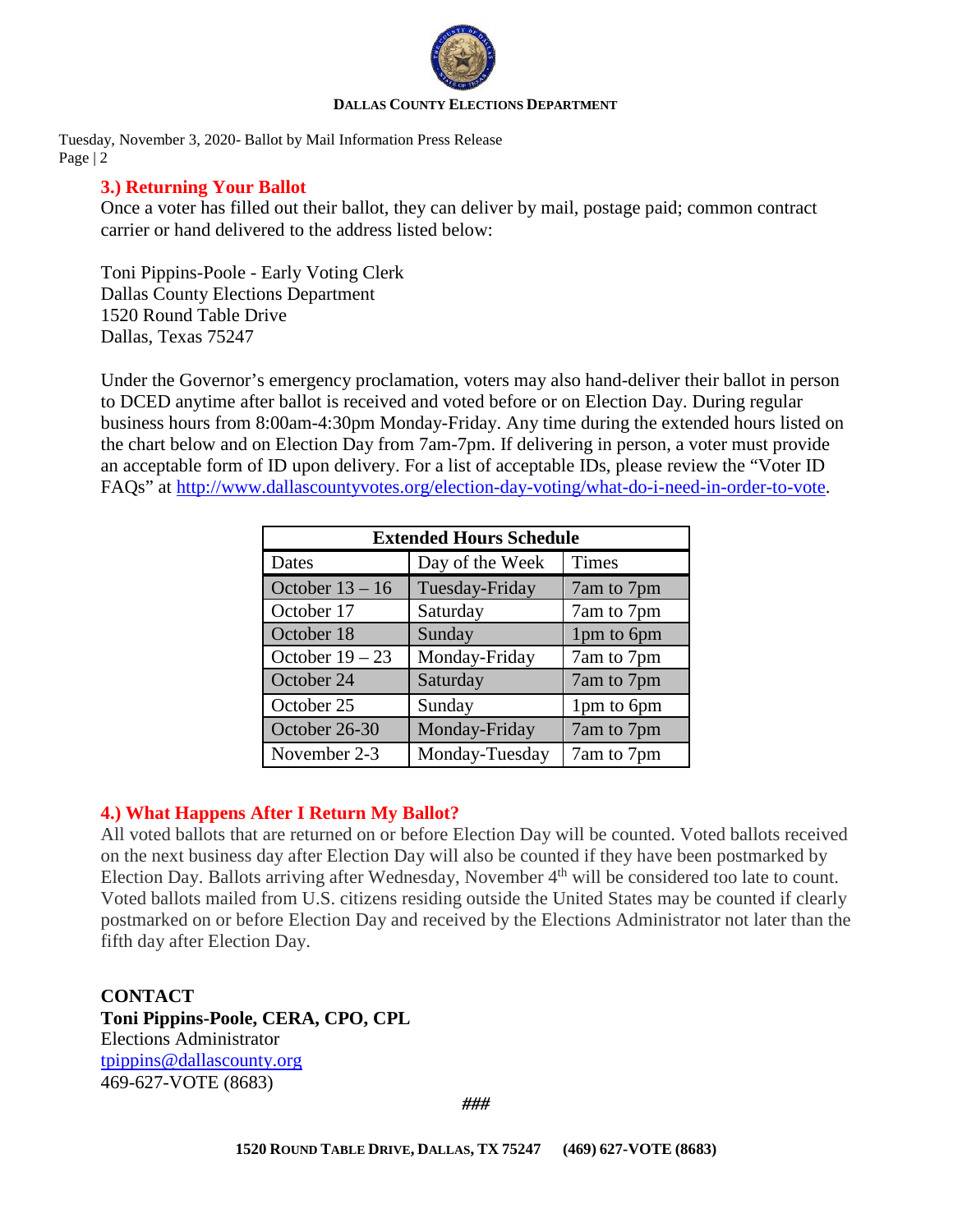## 3.) Returning Your Ballot

Once a voter has filled out their ballot, they can deliver by mail, postage paid; common contract carrier or hand delivered to the address listed below:

Toni Pippins-Poole - Early Voting Clerk
Dallas County Elections Department
1520 Round Table Drive
Dallas, Texas 75247

Under the Governor's emergency proclamation, voters may also hand-deliver their ballot in person to DCED anytime after ballot is received and voted before or on Election Day. During regular business hours from 8:00am-4:30pm Monday-Friday. Any time during the extended hours listed on the chart below and on Election Day from 7am-7pm. If delivering in person, a voter must provide an acceptable form of ID upon delivery. For a list of acceptable IDs, please review the "Voter ID FAQs" at http://www.dallascountyvotes.org/election-day-voting/what-do-i-need-in-order-to-vote.

| Extended Hours Schedule | | |
|---|---|---|
| Dates | Day of the Week | Times |
| October 13 – 16 | Tuesday-Friday | 7am to 7pm |
| October 17 | Saturday | 7am to 7pm |
| October 18 | Sunday | 1pm to 6pm |
| October 19 – 23 | Monday-Friday | 7am to 7pm |
| October 24 | Saturday | 7am to 7pm |
| October 25 | Sunday | 1pm to 6pm |
| October 26-30 | Monday-Friday | 7am to 7pm |
| November 2-3 | Monday-Tuesday | 7am to 7pm |

## 4.) What Happens After I Return My Ballot?

All voted ballots that are returned on or before Election Day will be counted. Voted ballots received on the next business day after Election Day will also be counted if they have been postmarked by Election Day. Ballots arriving after Wednesday, November 4th will be considered too late to count. Voted ballots mailed from U.S. citizens residing outside the United States may be counted if clearly postmarked on or before Election Day and received by the Elections Administrator not later than the fifth day after Election Day.

**CONTACT**
**Toni Pippins-Poole, CERA, CPO, CPL**
Elections Administrator
tpippins@dallascounty.org
469-627-VOTE (8683)

###